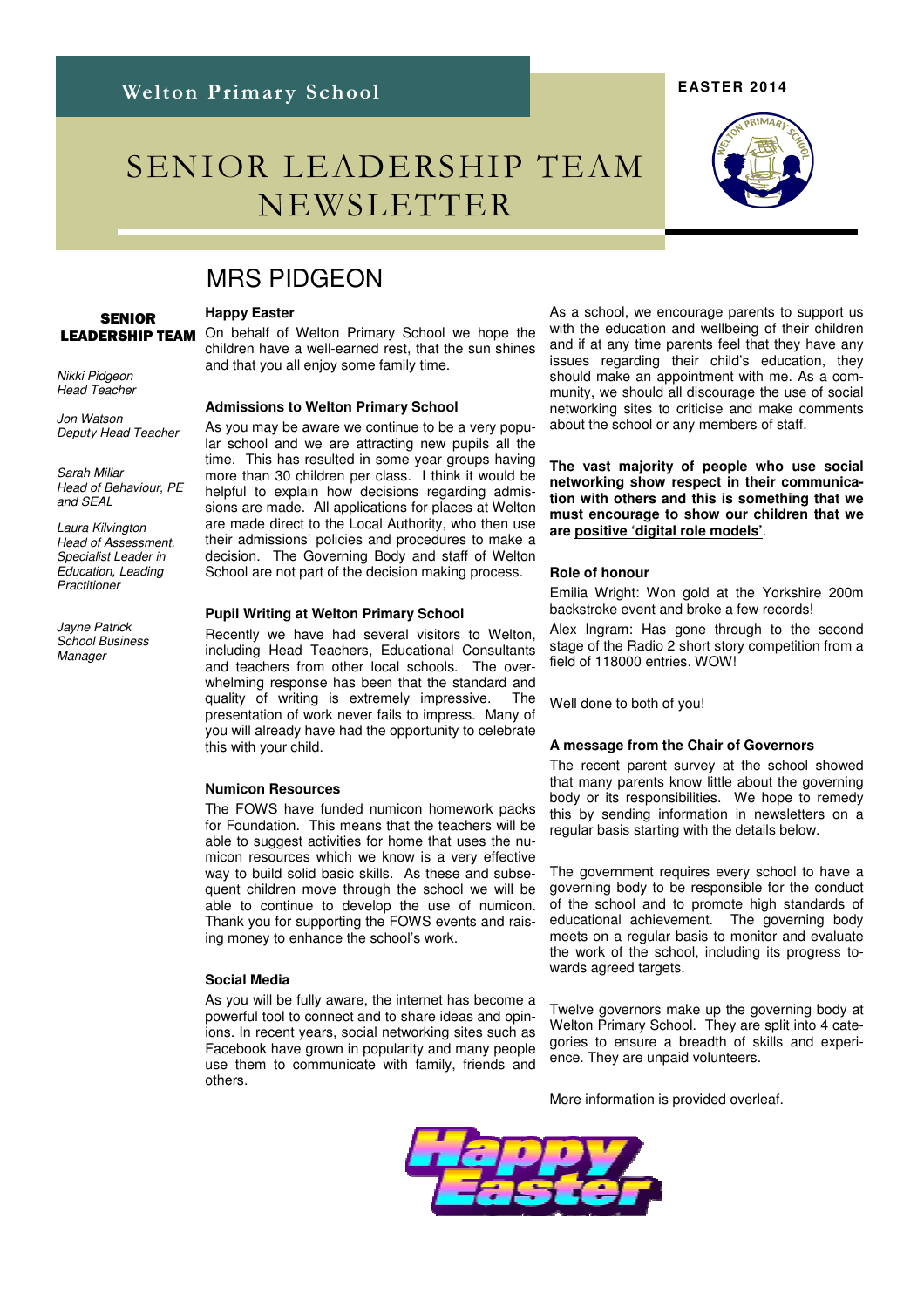Welton Primary School

**EASTER 2014**

# SENIOR LEADERSHIP TEAM NEWSLETTER

**SENIOR LEADERSHIP TEAM**

*Nikki Pidgeon*
*Head Teacher*

*Jon Watson*
*Deputy Head Teacher*

*Sarah Millar*
*Head of Behaviour, PE and SEAL*

*Laura Kilvington*
*Head of Assessment, Specialist Leader in Education, Leading Practitioner*

*Jayne Patrick*
*School Business Manager*

## MRS PIDGEON

### Happy Easter

On behalf of Welton Primary School we hope the children have a well-earned rest, that the sun shines and that you all enjoy some family time.

### Admissions to Welton Primary School

As you may be aware we continue to be a very popular school and we are attracting new pupils all the time. This has resulted in some year groups having more than 30 children per class. I think it would be helpful to explain how decisions regarding admissions are made. All applications for places at Welton are made direct to the Local Authority, who then use their admissions' policies and procedures to make a decision. The Governing Body and staff of Welton School are not part of the decision making process.

### Pupil Writing at Welton Primary School

Recently we have had several visitors to Welton, including Head Teachers, Educational Consultants and teachers from other local schools. The overwhelming response has been that the standard and quality of writing is extremely impressive. The presentation of work never fails to impress. Many of you will already have had the opportunity to celebrate this with your child.

### Numicon Resources

The FOWS have funded numicon homework packs for Foundation. This means that the teachers will be able to suggest activities for home that uses the numicon resources which we know is a very effective way to build solid basic skills. As these and subsequent children move through the school we will be able to continue to develop the use of numicon. Thank you for supporting the FOWS events and raising money to enhance the school's work.

### Social Media

As you will be fully aware, the internet has become a powerful tool to connect and to share ideas and opinions. In recent years, social networking sites such as Facebook have grown in popularity and many people use them to communicate with family, friends and others.

As a school, we encourage parents to support us with the education and wellbeing of their children and if at any time parents feel that they have any issues regarding their child's education, they should make an appointment with me. As a community, we should all discourage the use of social networking sites to criticise and make comments about the school or any members of staff.

**The vast majority of people who use social networking show respect in their communication with others and this is something that we must encourage to show our children that we are positive 'digital role models'.**

### Role of honour

Emilia Wright: Won gold at the Yorkshire 200m backstroke event and broke a few records!

Alex Ingram: Has gone through to the second stage of the Radio 2 short story competition from a field of 118000 entries. WOW!

Well done to both of you!

### A message from the Chair of Governors

The recent parent survey at the school showed that many parents know little about the governing body or its responsibilities. We hope to remedy this by sending information in newsletters on a regular basis starting with the details below.

The government requires every school to have a governing body to be responsible for the conduct of the school and to promote high standards of educational achievement. The governing body meets on a regular basis to monitor and evaluate the work of the school, including its progress towards agreed targets.

Twelve governors make up the governing body at Welton Primary School. They are split into 4 categories to ensure a breadth of skills and experience. They are unpaid volunteers.

More information is provided overleaf.

Happy Easter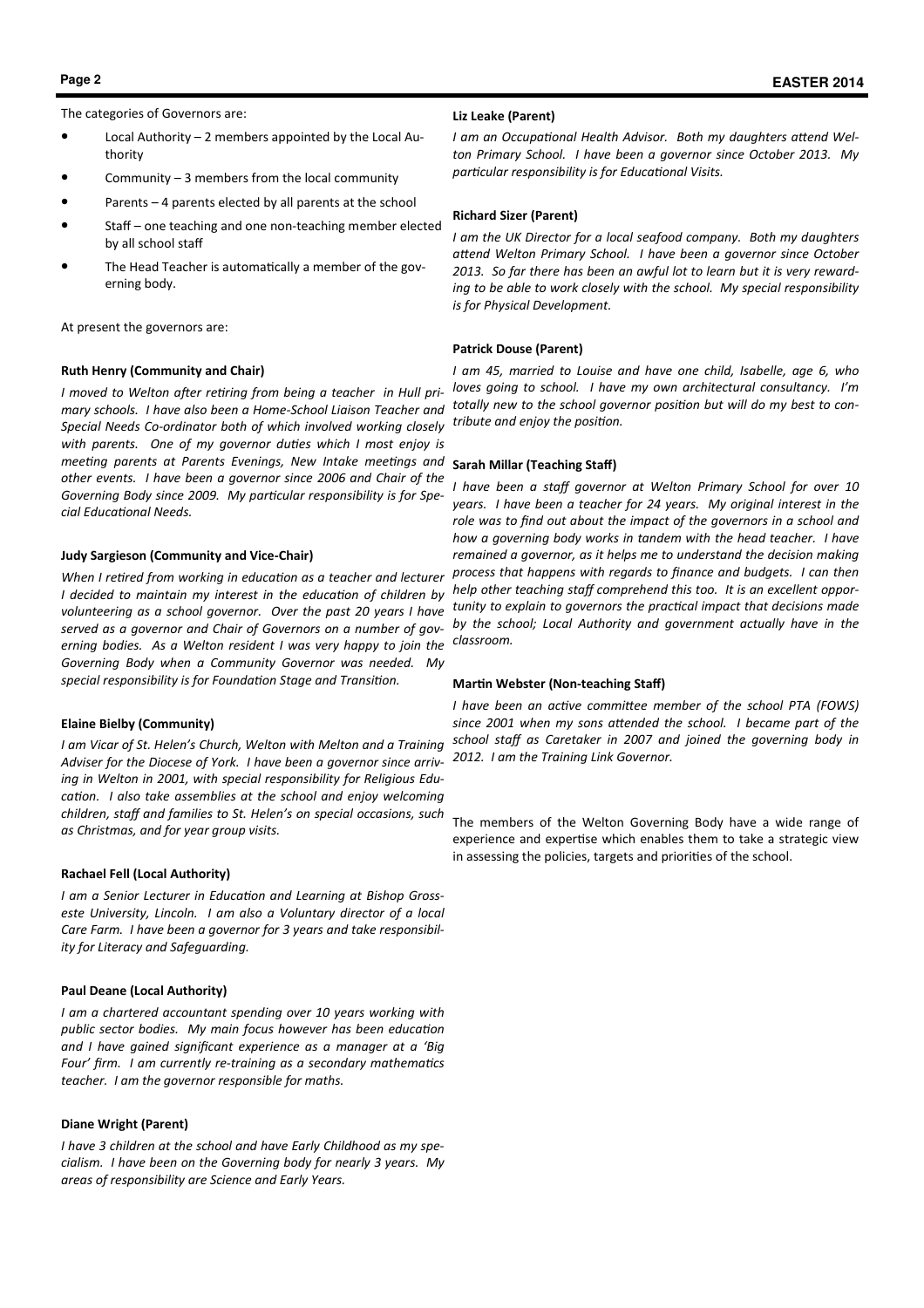The categories of Governors are:

- Local Authority – 2 members appointed by the Local Authority
- Community – 3 members from the local community
- Parents – 4 parents elected by all parents at the school
- Staff – one teaching and one non-teaching member elected by all school staff
- The Head Teacher is automatically a member of the governing body.

At present the governors are:

**Ruth Henry (Community and Chair)**

*I moved to Welton after retiring from being a teacher in Hull primary schools. I have also been a Home-School Liaison Teacher and Special Needs Co-ordinator both of which involved working closely with parents. One of my governor duties which I most enjoy is meeting parents at Parents Evenings, New Intake meetings and other events. I have been a governor since 2006 and Chair of the Governing Body since 2009. My particular responsibility is for Special Educational Needs.*

**Judy Sargieson (Community and Vice-Chair)**

*When I retired from working in education as a teacher and lecturer I decided to maintain my interest in the education of children by volunteering as a school governor. Over the past 20 years I have served as a governor and Chair of Governors on a number of governing bodies. As a Welton resident I was very happy to join the Governing Body when a Community Governor was needed. My special responsibility is for Foundation Stage and Transition.*

**Elaine Bielby (Community)**

*I am Vicar of St. Helen's Church, Welton with Melton and a Training Adviser for the Diocese of York. I have been a governor since arriving in Welton in 2001, with special responsibility for Religious Education. I also take assemblies at the school and enjoy welcoming children, staff and families to St. Helen's on special occasions, such as Christmas, and for year group visits.*

**Rachael Fell (Local Authority)**

*I am a Senior Lecturer in Education and Learning at Bishop Grosseste University, Lincoln. I am also a Voluntary director of a local Care Farm. I have been a governor for 3 years and take responsibility for Literacy and Safeguarding.*

**Paul Deane (Local Authority)**

*I am a chartered accountant spending over 10 years working with public sector bodies. My main focus however has been education and I have gained significant experience as a manager at a 'Big Four' firm. I am currently re-training as a secondary mathematics teacher. I am the governor responsible for maths.*

**Diane Wright (Parent)**

*I have 3 children at the school and have Early Childhood as my specialism. I have been on the Governing body for nearly 3 years. My areas of responsibility are Science and Early Years.*

**Liz Leake (Parent)**

*I am an Occupational Health Advisor. Both my daughters attend Welton Primary School. I have been a governor since October 2013. My particular responsibility is for Educational Visits.*

**Richard Sizer (Parent)**

*I am the UK Director for a local seafood company. Both my daughters attend Welton Primary School. I have been a governor since October 2013. So far there has been an awful lot to learn but it is very rewarding to be able to work closely with the school. My special responsibility is for Physical Development.*

**Patrick Douse (Parent)**

*I am 45, married to Louise and have one child, Isabelle, age 6, who loves going to school. I have my own architectural consultancy. I'm totally new to the school governor position but will do my best to contribute and enjoy the position.*

**Sarah Millar (Teaching Staff)**

*I have been a staff governor at Welton Primary School for over 10 years. I have been a teacher for 24 years. My original interest in the role was to find out about the impact of the governors in a school and how a governing body works in tandem with the head teacher. I have remained a governor, as it helps me to understand the decision making process that happens with regards to finance and budgets. I can then help other teaching staff comprehend this too. It is an excellent opportunity to explain to governors the practical impact that decisions made by the school; Local Authority and government actually have in the classroom.*

**Martin Webster (Non-teaching Staff)**

*I have been an active committee member of the school PTA (FOWS) since 2001 when my sons attended the school. I became part of the school staff as Caretaker in 2007 and joined the governing body in 2012. I am the Training Link Governor.*

The members of the Welton Governing Body have a wide range of experience and expertise which enables them to take a strategic view in assessing the policies, targets and priorities of the school.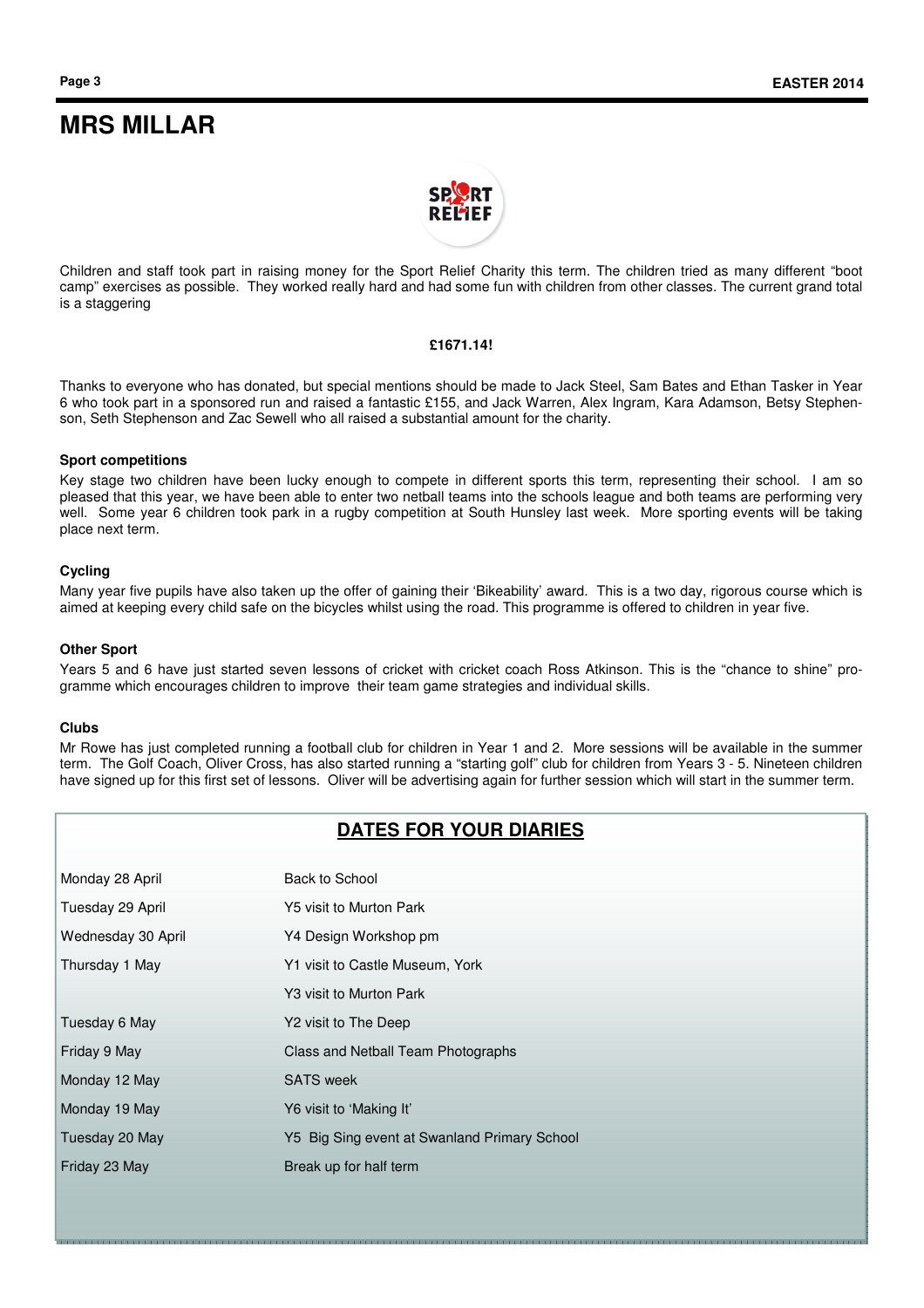# MRS MILLAR

Children and staff took part in raising money for the Sport Relief Charity this term. The children tried as many different "boot camp" exercises as possible. They worked really hard and had some fun with children from other classes. The current grand total is a staggering

**£1671.14!**

Thanks to everyone who has donated, but special mentions should be made to Jack Steel, Sam Bates and Ethan Tasker in Year 6 who took part in a sponsored run and raised a fantastic £155, and Jack Warren, Alex Ingram, Kara Adamson, Betsy Stephenson, Seth Stephenson and Zac Sewell who all raised a substantial amount for the charity.

### Sport competitions

Key stage two children have been lucky enough to compete in different sports this term, representing their school. I am so pleased that this year, we have been able to enter two netball teams into the schools league and both teams are performing very well. Some year 6 children took park in a rugby competition at South Hunsley last week. More sporting events will be taking place next term.

### Cycling

Many year five pupils have also taken up the offer of gaining their 'Bikeability' award. This is a two day, rigorous course which is aimed at keeping every child safe on the bicycles whilst using the road. This programme is offered to children in year five.

### Other Sport

Years 5 and 6 have just started seven lessons of cricket with cricket coach Ross Atkinson. This is the "chance to shine" programme which encourages children to improve their team game strategies and individual skills.

### Clubs

Mr Rowe has just completed running a football club for children in Year 1 and 2. More sessions will be available in the summer term. The Golf Coach, Oliver Cross, has also started running a "starting golf" club for children from Years 3 - 5. Nineteen children have signed up for this first set of lessons. Oliver will be advertising again for further session which will start in the summer term.

## DATES FOR YOUR DIARIES

| | |
|---|---|
| Monday 28 April | Back to School |
| Tuesday 29 April | Y5 visit to Murton Park |
| Wednesday 30 April | Y4 Design Workshop pm |
| Thursday 1 May | Y1 visit to Castle Museum, York |
| | Y3 visit to Murton Park |
| Tuesday 6 May | Y2 visit to The Deep |
| Friday 9 May | Class and Netball Team Photographs |
| Monday 12 May | SATS week |
| Monday 19 May | Y6 visit to 'Making It' |
| Tuesday 20 May | Y5 Big Sing event at Swanland Primary School |
| Friday 23 May | Break up for half term |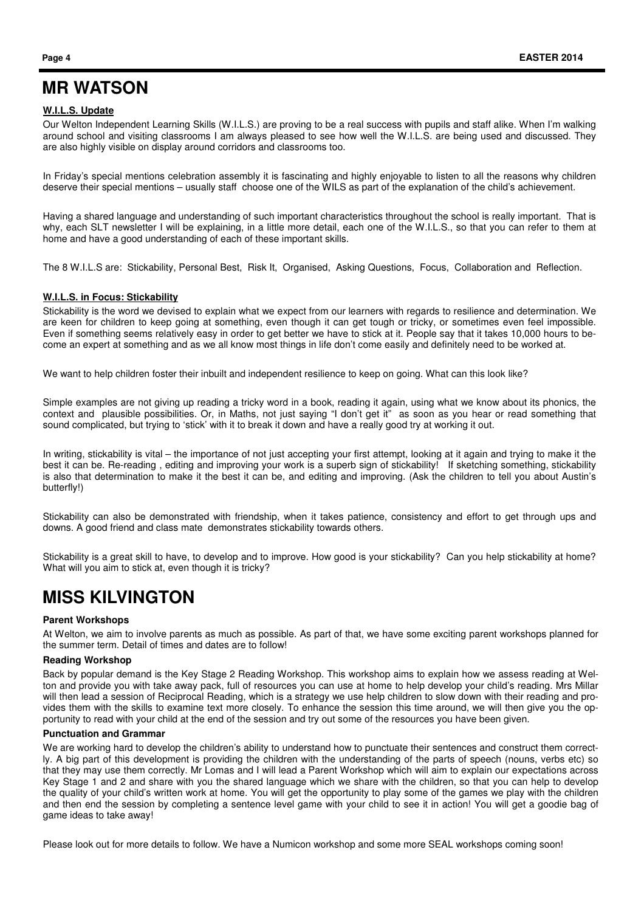# MR WATSON

**W.I.L.S. Update**

Our Welton Independent Learning Skills (W.I.L.S.) are proving to be a real success with pupils and staff alike. When I'm walking around school and visiting classrooms I am always pleased to see how well the W.I.L.S. are being used and discussed. They are also highly visible on display around corridors and classrooms too.

In Friday's special mentions celebration assembly it is fascinating and highly enjoyable to listen to all the reasons why children deserve their special mentions – usually staff choose one of the WILS as part of the explanation of the child's achievement.

Having a shared language and understanding of such important characteristics throughout the school is really important. That is why, each SLT newsletter I will be explaining, in a little more detail, each one of the W.I.L.S., so that you can refer to them at home and have a good understanding of each of these important skills.

The 8 W.I.L.S are: Stickability, Personal Best, Risk It, Organised, Asking Questions, Focus, Collaboration and Reflection.

**W.I.L.S. in Focus: Stickability**

Stickability is the word we devised to explain what we expect from our learners with regards to resilience and determination. We are keen for children to keep going at something, even though it can get tough or tricky, or sometimes even feel impossible. Even if something seems relatively easy in order to get better we have to stick at it. People say that it takes 10,000 hours to become an expert at something and as we all know most things in life don't come easily and definitely need to be worked at.

We want to help children foster their inbuilt and independent resilience to keep on going. What can this look like?

Simple examples are not giving up reading a tricky word in a book, reading it again, using what we know about its phonics, the context and plausible possibilities. Or, in Maths, not just saying "I don't get it" as soon as you hear or read something that sound complicated, but trying to 'stick' with it to break it down and have a really good try at working it out.

In writing, stickability is vital – the importance of not just accepting your first attempt, looking at it again and trying to make it the best it can be. Re-reading , editing and improving your work is a superb sign of stickability! If sketching something, stickability is also that determination to make it the best it can be, and editing and improving. (Ask the children to tell you about Austin's butterfly!)

Stickability can also be demonstrated with friendship, when it takes patience, consistency and effort to get through ups and downs. A good friend and class mate demonstrates stickability towards others.

Stickability is a great skill to have, to develop and to improve. How good is your stickability? Can you help stickability at home? What will you aim to stick at, even though it is tricky?

# MISS KILVINGTON

**Parent Workshops**

At Welton, we aim to involve parents as much as possible. As part of that, we have some exciting parent workshops planned for the summer term. Detail of times and dates are to follow!

**Reading Workshop**

Back by popular demand is the Key Stage 2 Reading Workshop. This workshop aims to explain how we assess reading at Welton and provide you with take away pack, full of resources you can use at home to help develop your child's reading. Mrs Millar will then lead a session of Reciprocal Reading, which is a strategy we use help children to slow down with their reading and provides them with the skills to examine text more closely. To enhance the session this time around, we will then give you the opportunity to read with your child at the end of the session and try out some of the resources you have been given.

**Punctuation and Grammar**

We are working hard to develop the children's ability to understand how to punctuate their sentences and construct them correctly. A big part of this development is providing the children with the understanding of the parts of speech (nouns, verbs etc) so that they may use them correctly. Mr Lomas and I will lead a Parent Workshop which will aim to explain our expectations across Key Stage 1 and 2 and share with you the shared language which we share with the children, so that you can help to develop the quality of your child's written work at home. You will get the opportunity to play some of the games we play with the children and then end the session by completing a sentence level game with your child to see it in action! You will get a goodie bag of game ideas to take away!

Please look out for more details to follow. We have a Numicon workshop and some more SEAL workshops coming soon!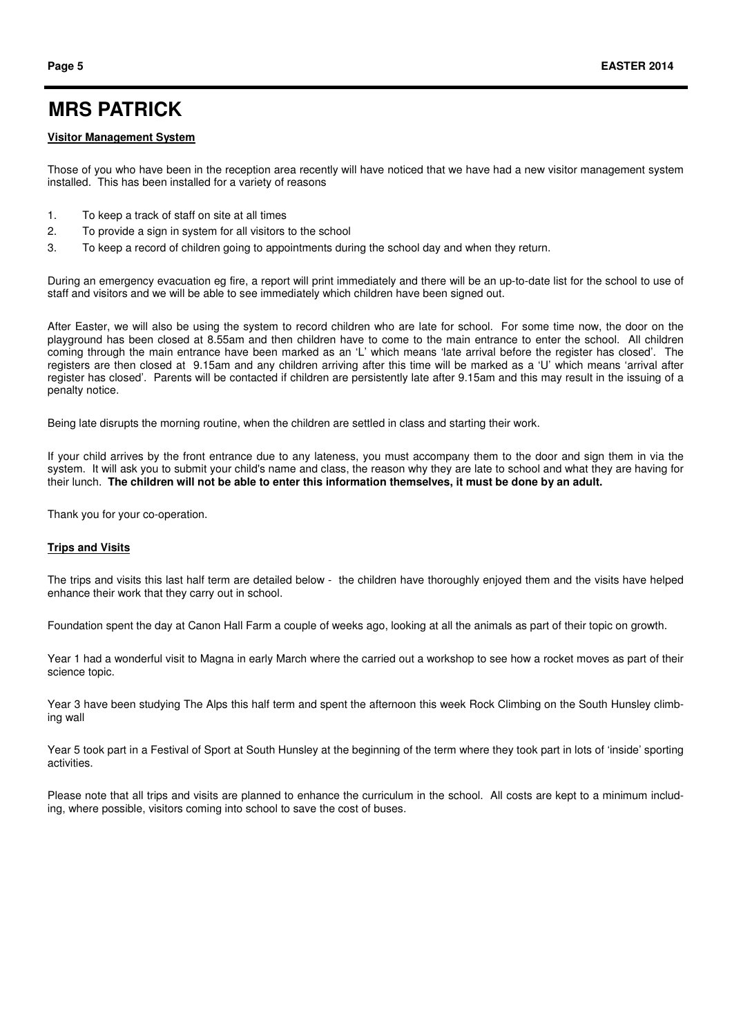# MRS PATRICK

**Visitor Management System**

Those of you who have been in the reception area recently will have noticed that we have had a new visitor management system installed. This has been installed for a variety of reasons

1. To keep a track of staff on site at all times
2. To provide a sign in system for all visitors to the school
3. To keep a record of children going to appointments during the school day and when they return.

During an emergency evacuation eg fire, a report will print immediately and there will be an up-to-date list for the school to use of staff and visitors and we will be able to see immediately which children have been signed out.

After Easter, we will also be using the system to record children who are late for school. For some time now, the door on the playground has been closed at 8.55am and then children have to come to the main entrance to enter the school. All children coming through the main entrance have been marked as an 'L' which means 'late arrival before the register has closed'. The registers are then closed at 9.15am and any children arriving after this time will be marked as a 'U' which means 'arrival after register has closed'. Parents will be contacted if children are persistently late after 9.15am and this may result in the issuing of a penalty notice.

Being late disrupts the morning routine, when the children are settled in class and starting their work.

If your child arrives by the front entrance due to any lateness, you must accompany them to the door and sign them in via the system. It will ask you to submit your child's name and class, the reason why they are late to school and what they are having for their lunch. **The children will not be able to enter this information themselves, it must be done by an adult.**

Thank you for your co-operation.

**Trips and Visits**

The trips and visits this last half term are detailed below - the children have thoroughly enjoyed them and the visits have helped enhance their work that they carry out in school.

Foundation spent the day at Canon Hall Farm a couple of weeks ago, looking at all the animals as part of their topic on growth.

Year 1 had a wonderful visit to Magna in early March where the carried out a workshop to see how a rocket moves as part of their science topic.

Year 3 have been studying The Alps this half term and spent the afternoon this week Rock Climbing on the South Hunsley climbing wall

Year 5 took part in a Festival of Sport at South Hunsley at the beginning of the term where they took part in lots of 'inside' sporting activities.

Please note that all trips and visits are planned to enhance the curriculum in the school. All costs are kept to a minimum including, where possible, visitors coming into school to save the cost of buses.